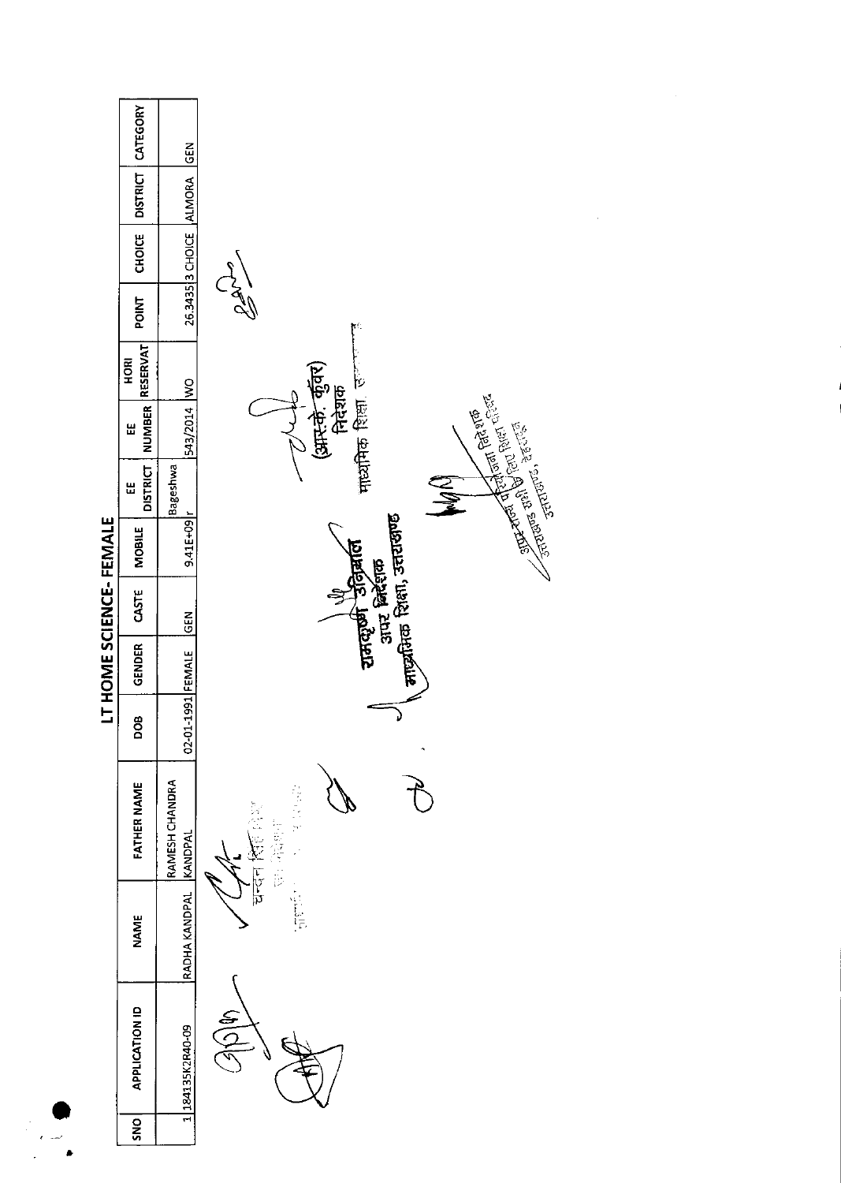# LT HOME SCIENCE- FEMALE

| SNO | APPLICATION ID | NAME | FATHER NAME | DOB | GENDER | CASTE | MOBILE | EE DISTRICT | EE NUMBER | HORI RESERVAT | POINT | CHOICE | DISTRICT | CATEGORY |
|---|---|---|---|---|---|---|---|---|---|---|---|---|---|---|
| 1 | 184135K2R40-09 | RADHA KANDPAL | RAMESH CHANDRA KANDPAL | 02-01-1991 | FEMALE | GEN | 9.41E+09 | Bageshwar | 543/2014 | WO | 26.3435 | 3 CHOICE | ALMORA | GEN |

चन्दन सिंह बिष्ट
उप निदेशक

रामकृष्ण उनियाल
अपर निदेशक
माध्यमिक शिक्षा, उत्तराखण्ड

(आर.के. कुंवर)
निदेशक
माध्यमिक शिक्षा, उत्तराखण्ड

अपर राज्य परियोजना निदेशक
उत्तराखण्ड सभी के लिए शिक्षा परिषद
उत्तराखण्ड, देहरादून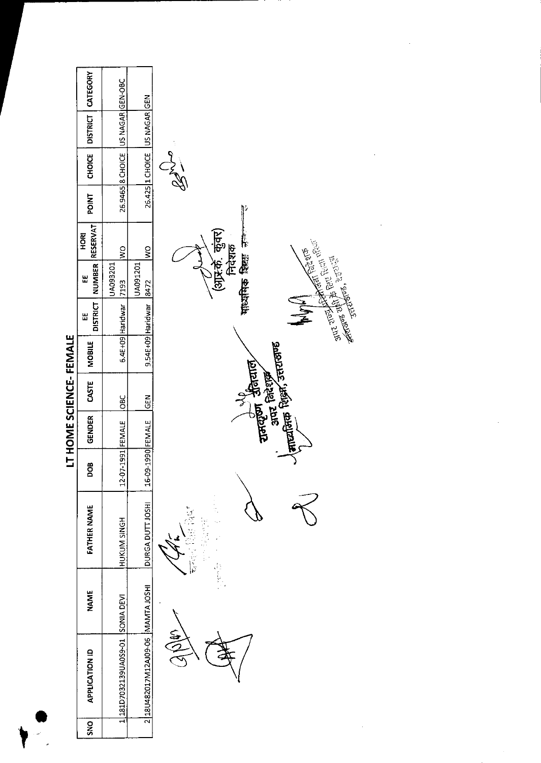# LT HOME SCIENCE- FEMALE

| SNO | APPLICATION ID | NAME | FATHER NAME | DOB | GENDER | CASTE | MOBILE | EE DISTRICT | EE NUMBER | HORI RESERVAT | POINT | CHOICE | DISTRICT | CATEGORY |
|---|---|---|---|---|---|---|---|---|---|---|---|---|---|---|
| 1 | 181D7032139UA0S9-01 | SONIA DEVI | HUKUM SINGH | 12-07-1991 | FEMALE | OBC | 6.4E+09 | Haridwar | UA0932017193 | WO | 26.9465 | 8 CHOICE | US NAGAR | GEN-OBC |
| 2 | 18U482017M12AJ09-06 | MAMTA JOSHI | DURGA DUTT JOSHI | 16-09-1990 | FEMALE | GEN | 9.54E+09 | Haridwar | UA0912018472 | WO | 26.425 | 1 CHOICE | US NAGAR | GEN |

(आर.के. कुंवर)
निदेशक
माध्यमिक शिक्षा उत्तराखण्ड

रामकृष्ण उनियाल
अपर निदेशक
माध्यमिक शिक्षा, उत्तराखण्ड

अपर राज्य परियोजना निदेशक
उत्तराखण्ड सर्व शिक्षा परिषद
उत्तराखण्ड, देहरादून